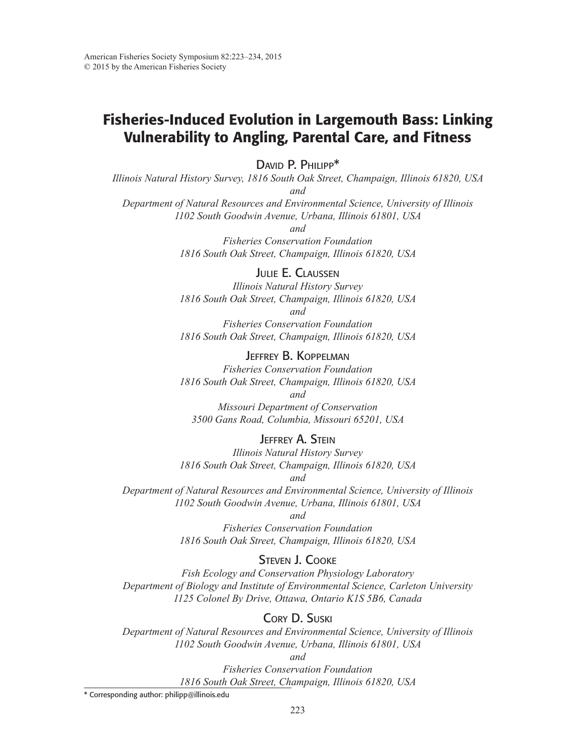American Fisheries Society Symposium 82:223–234, 2015
© 2015 by the American Fisheries Society

# Fisheries-Induced Evolution in Largemouth Bass: Linking Vulnerability to Angling, Parental Care, and Fitness

David P. Philipp*

*Illinois Natural History Survey, 1816 South Oak Street, Champaign, Illinois 61820, USA*
*and*
*Department of Natural Resources and Environmental Science, University of Illinois*
*1102 South Goodwin Avenue, Urbana, Illinois 61801, USA*
*and*
*Fisheries Conservation Foundation*
*1816 South Oak Street, Champaign, Illinois 61820, USA*

Julie E. Claussen

*Illinois Natural History Survey*
*1816 South Oak Street, Champaign, Illinois 61820, USA*
*and*
*Fisheries Conservation Foundation*
*1816 South Oak Street, Champaign, Illinois 61820, USA*

Jeffrey B. Koppelman

*Fisheries Conservation Foundation*
*1816 South Oak Street, Champaign, Illinois 61820, USA*
*and*
*Missouri Department of Conservation*
*3500 Gans Road, Columbia, Missouri 65201, USA*

Jeffrey A. Stein

*Illinois Natural History Survey*
*1816 South Oak Street, Champaign, Illinois 61820, USA*
*and*
*Department of Natural Resources and Environmental Science, University of Illinois*
*1102 South Goodwin Avenue, Urbana, Illinois 61801, USA*
*and*
*Fisheries Conservation Foundation*
*1816 South Oak Street, Champaign, Illinois 61820, USA*

Steven J. Cooke

*Fish Ecology and Conservation Physiology Laboratory*
*Department of Biology and Institute of Environmental Science, Carleton University*
*1125 Colonel By Drive, Ottawa, Ontario K1S 5B6, Canada*

Cory D. Suski

*Department of Natural Resources and Environmental Science, University of Illinois*
*1102 South Goodwin Avenue, Urbana, Illinois 61801, USA*
*and*
*Fisheries Conservation Foundation*
*1816 South Oak Street, Champaign, Illinois 61820, USA*

\* Corresponding author: philipp@illinois.edu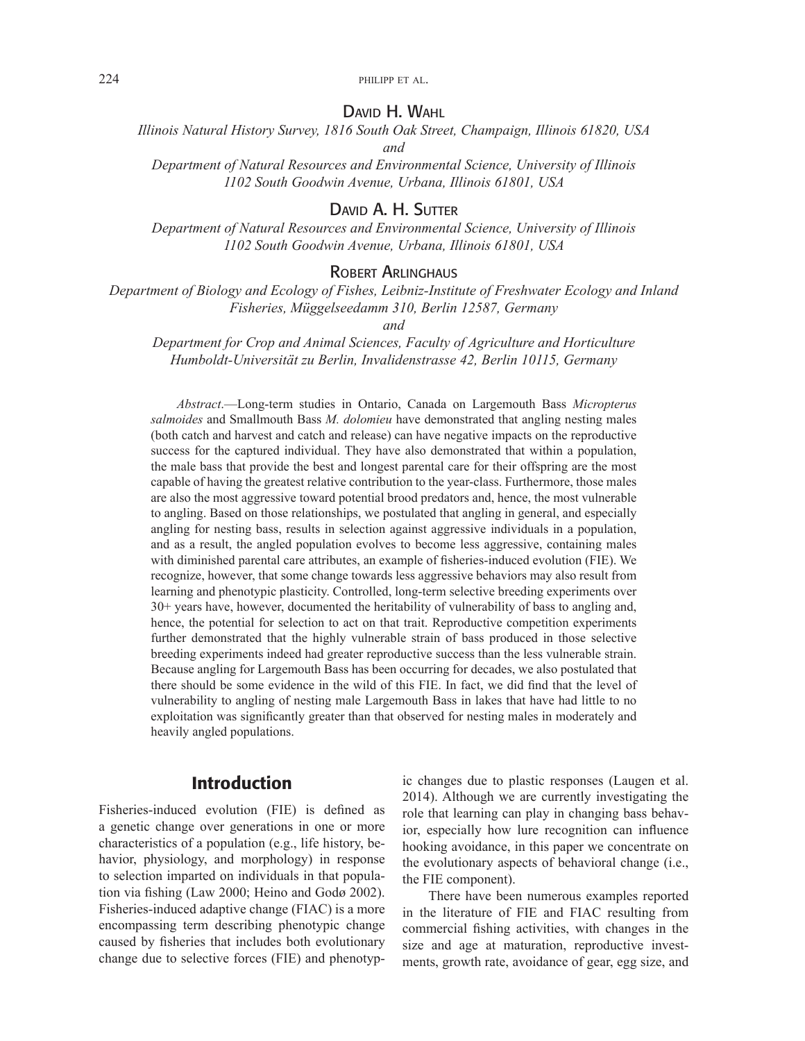**David H. Wahl**

*Illinois Natural History Survey, 1816 South Oak Street, Champaign, Illinois 61820, USA*

*and*

*Department of Natural Resources and Environmental Science, University of Illinois 1102 South Goodwin Avenue, Urbana, Illinois 61801, USA*

**David A. H. Sutter**

*Department of Natural Resources and Environmental Science, University of Illinois 1102 South Goodwin Avenue, Urbana, Illinois 61801, USA*

**Robert Arlinghaus**

*Department of Biology and Ecology of Fishes, Leibniz-Institute of Freshwater Ecology and Inland Fisheries, Müggelseedamm 310, Berlin 12587, Germany*

*and*

*Department for Crop and Animal Sciences, Faculty of Agriculture and Horticulture Humboldt-Universität zu Berlin, Invalidenstrasse 42, Berlin 10115, Germany*

*Abstract*.—Long-term studies in Ontario, Canada on Largemouth Bass *Micropterus salmoides* and Smallmouth Bass *M. dolomieu* have demonstrated that angling nesting males (both catch and harvest and catch and release) can have negative impacts on the reproductive success for the captured individual. They have also demonstrated that within a population, the male bass that provide the best and longest parental care for their offspring are the most capable of having the greatest relative contribution to the year-class. Furthermore, those males are also the most aggressive toward potential brood predators and, hence, the most vulnerable to angling. Based on those relationships, we postulated that angling in general, and especially angling for nesting bass, results in selection against aggressive individuals in a population, and as a result, the angled population evolves to become less aggressive, containing males with diminished parental care attributes, an example of fisheries-induced evolution (FIE). We recognize, however, that some change towards less aggressive behaviors may also result from learning and phenotypic plasticity. Controlled, long-term selective breeding experiments over 30+ years have, however, documented the heritability of vulnerability of bass to angling and, hence, the potential for selection to act on that trait. Reproductive competition experiments further demonstrated that the highly vulnerable strain of bass produced in those selective breeding experiments indeed had greater reproductive success than the less vulnerable strain. Because angling for Largemouth Bass has been occurring for decades, we also postulated that there should be some evidence in the wild of this FIE. In fact, we did find that the level of vulnerability to angling of nesting male Largemouth Bass in lakes that have had little to no exploitation was significantly greater than that observed for nesting males in moderately and heavily angled populations.

## Introduction

Fisheries-induced evolution (FIE) is defined as a genetic change over generations in one or more characteristics of a population (e.g., life history, behavior, physiology, and morphology) in response to selection imparted on individuals in that population via fishing (Law 2000; Heino and Godø 2002). Fisheries-induced adaptive change (FIAC) is a more encompassing term describing phenotypic change caused by fisheries that includes both evolutionary change due to selective forces (FIE) and phenotypic changes due to plastic responses (Laugen et al. 2014). Although we are currently investigating the role that learning can play in changing bass behavior, especially how lure recognition can influence hooking avoidance, in this paper we concentrate on the evolutionary aspects of behavioral change (i.e., the FIE component).

There have been numerous examples reported in the literature of FIE and FIAC resulting from commercial fishing activities, with changes in the size and age at maturation, reproductive investments, growth rate, avoidance of gear, egg size, and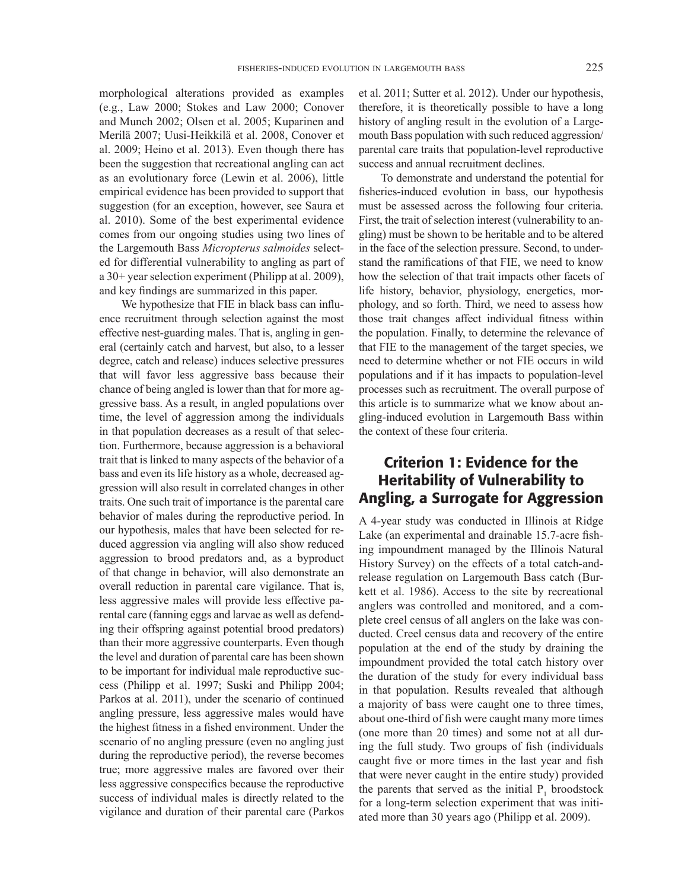morphological alterations provided as examples (e.g., Law 2000; Stokes and Law 2000; Conover and Munch 2002; Olsen et al. 2005; Kuparinen and Merilä 2007; Uusi-Heikkilä et al. 2008, Conover et al. 2009; Heino et al. 2013). Even though there has been the suggestion that recreational angling can act as an evolutionary force (Lewin et al. 2006), little empirical evidence has been provided to support that suggestion (for an exception, however, see Saura et al. 2010). Some of the best experimental evidence comes from our ongoing studies using two lines of the Largemouth Bass *Micropterus salmoides* selected for differential vulnerability to angling as part of a 30+ year selection experiment (Philipp at al. 2009), and key findings are summarized in this paper.

We hypothesize that FIE in black bass can influence recruitment through selection against the most effective nest-guarding males. That is, angling in general (certainly catch and harvest, but also, to a lesser degree, catch and release) induces selective pressures that will favor less aggressive bass because their chance of being angled is lower than that for more aggressive bass. As a result, in angled populations over time, the level of aggression among the individuals in that population decreases as a result of that selection. Furthermore, because aggression is a behavioral trait that is linked to many aspects of the behavior of a bass and even its life history as a whole, decreased aggression will also result in correlated changes in other traits. One such trait of importance is the parental care behavior of males during the reproductive period. In our hypothesis, males that have been selected for reduced aggression via angling will also show reduced aggression to brood predators and, as a byproduct of that change in behavior, will also demonstrate an overall reduction in parental care vigilance. That is, less aggressive males will provide less effective parental care (fanning eggs and larvae as well as defending their offspring against potential brood predators) than their more aggressive counterparts. Even though the level and duration of parental care has been shown to be important for individual male reproductive success (Philipp et al. 1997; Suski and Philipp 2004; Parkos at al. 2011), under the scenario of continued angling pressure, less aggressive males would have the highest fitness in a fished environment. Under the scenario of no angling pressure (even no angling just during the reproductive period), the reverse becomes true; more aggressive males are favored over their less aggressive conspecifics because the reproductive success of individual males is directly related to the vigilance and duration of their parental care (Parkos et al. 2011; Sutter et al. 2012). Under our hypothesis, therefore, it is theoretically possible to have a long history of angling result in the evolution of a Largemouth Bass population with such reduced aggression/parental care traits that population-level reproductive success and annual recruitment declines.

To demonstrate and understand the potential for fisheries-induced evolution in bass, our hypothesis must be assessed across the following four criteria. First, the trait of selection interest (vulnerability to angling) must be shown to be heritable and to be altered in the face of the selection pressure. Second, to understand the ramifications of that FIE, we need to know how the selection of that trait impacts other facets of life history, behavior, physiology, energetics, morphology, and so forth. Third, we need to assess how those trait changes affect individual fitness within the population. Finally, to determine the relevance of that FIE to the management of the target species, we need to determine whether or not FIE occurs in wild populations and if it has impacts to population-level processes such as recruitment. The overall purpose of this article is to summarize what we know about angling-induced evolution in Largemouth Bass within the context of these four criteria.

## Criterion 1: Evidence for the Heritability of Vulnerability to Angling, a Surrogate for Aggression

A 4-year study was conducted in Illinois at Ridge Lake (an experimental and drainable 15.7-acre fishing impoundment managed by the Illinois Natural History Survey) on the effects of a total catch-and-release regulation on Largemouth Bass catch (Burkett et al. 1986). Access to the site by recreational anglers was controlled and monitored, and a complete creel census of all anglers on the lake was conducted. Creel census data and recovery of the entire population at the end of the study by draining the impoundment provided the total catch history over the duration of the study for every individual bass in that population. Results revealed that although a majority of bass were caught one to three times, about one-third of fish were caught many more times (one more than 20 times) and some not at all during the full study. Two groups of fish (individuals caught five or more times in the last year and fish that were never caught in the entire study) provided the parents that served as the initial $P_1$ broodstock for a long-term selection experiment that was initiated more than 30 years ago (Philipp et al. 2009).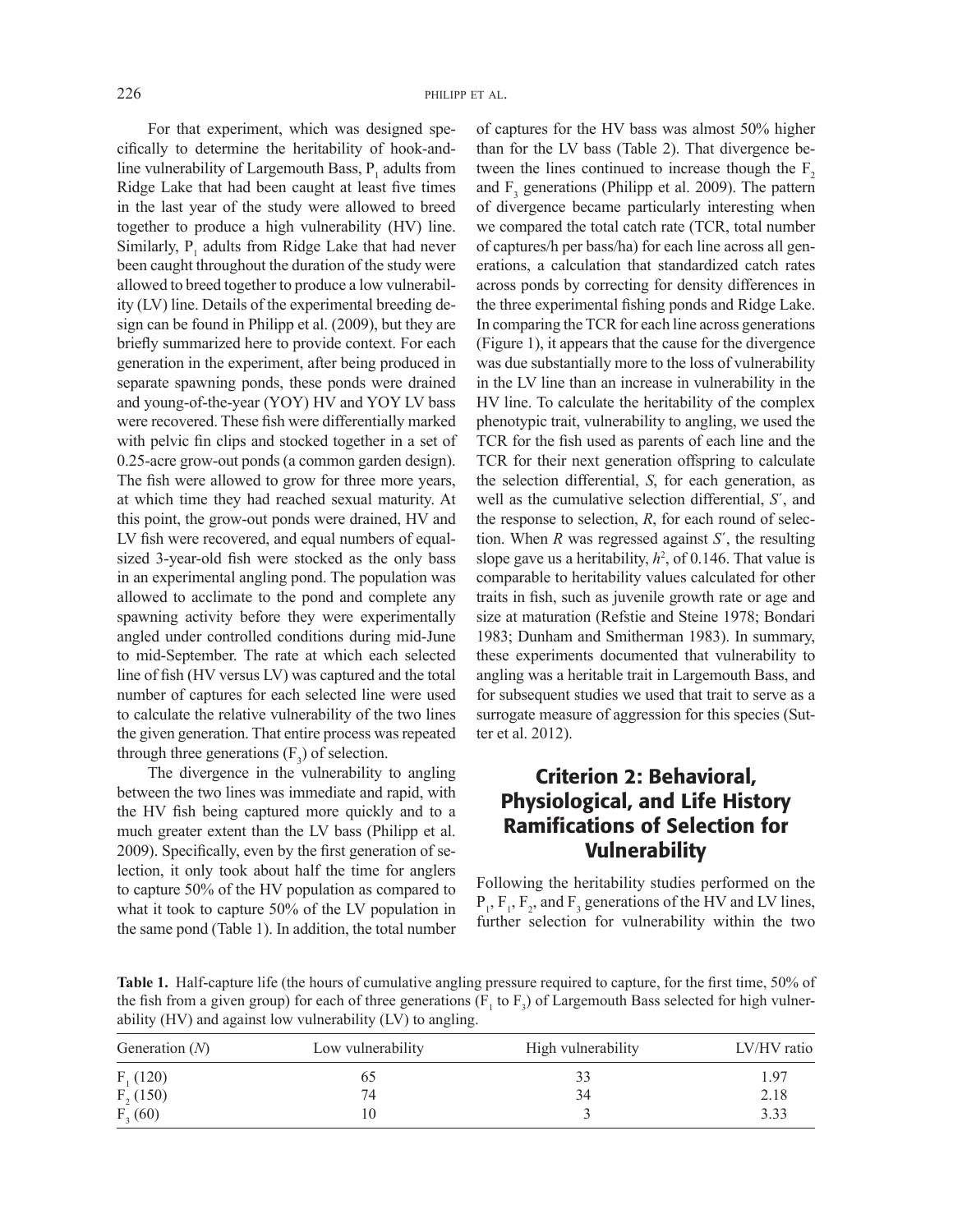For that experiment, which was designed specifically to determine the heritability of hook-and-line vulnerability of Largemouth Bass, $P_1$ adults from Ridge Lake that had been caught at least five times in the last year of the study were allowed to breed together to produce a high vulnerability (HV) line. Similarly, $P_1$ adults from Ridge Lake that had never been caught throughout the duration of the study were allowed to breed together to produce a low vulnerability (LV) line. Details of the experimental breeding design can be found in Philipp et al. (2009), but they are briefly summarized here to provide context. For each generation in the experiment, after being produced in separate spawning ponds, these ponds were drained and young-of-the-year (YOY) HV and YOY LV bass were recovered. These fish were differentially marked with pelvic fin clips and stocked together in a set of 0.25-acre grow-out ponds (a common garden design). The fish were allowed to grow for three more years, at which time they had reached sexual maturity. At this point, the grow-out ponds were drained, HV and LV fish were recovered, and equal numbers of equal-sized 3-year-old fish were stocked as the only bass in an experimental angling pond. The population was allowed to acclimate to the pond and complete any spawning activity before they were experimentally angled under controlled conditions during mid-June to mid-September. The rate at which each selected line of fish (HV versus LV) was captured and the total number of captures for each selected line were used to calculate the relative vulnerability of the two lines the given generation. That entire process was repeated through three generations ($F_3$) of selection.

The divergence in the vulnerability to angling between the two lines was immediate and rapid, with the HV fish being captured more quickly and to a much greater extent than the LV bass (Philipp et al. 2009). Specifically, even by the first generation of selection, it only took about half the time for anglers to capture 50% of the HV population as compared to what it took to capture 50% of the LV population in the same pond (Table 1). In addition, the total number of captures for the HV bass was almost 50% higher than for the LV bass (Table 2). That divergence between the lines continued to increase though the $F_2$ and $F_3$ generations (Philipp et al. 2009). The pattern of divergence became particularly interesting when we compared the total catch rate (TCR, total number of captures/h per bass/ha) for each line across all generations, a calculation that standardized catch rates across ponds by correcting for density differences in the three experimental fishing ponds and Ridge Lake. In comparing the TCR for each line across generations (Figure 1), it appears that the cause for the divergence was due substantially more to the loss of vulnerability in the LV line than an increase in vulnerability in the HV line. To calculate the heritability of the complex phenotypic trait, vulnerability to angling, we used the TCR for the fish used as parents of each line and the TCR for their next generation offspring to calculate the selection differential, $S$, for each generation, as well as the cumulative selection differential, $S'$, and the response to selection, $R$, for each round of selection. When $R$ was regressed against $S'$, the resulting slope gave us a heritability, $h^2$, of 0.146. That value is comparable to heritability values calculated for other traits in fish, such as juvenile growth rate or age and size at maturation (Refstie and Steine 1978; Bondari 1983; Dunham and Smitherman 1983). In summary, these experiments documented that vulnerability to angling was a heritable trait in Largemouth Bass, and for subsequent studies we used that trait to serve as a surrogate measure of aggression for this species (Sutter et al. 2012).

## Criterion 2: Behavioral, Physiological, and Life History Ramifications of Selection for Vulnerability

Following the heritability studies performed on the $P_1$, $F_1$, $F_2$, and $F_3$ generations of the HV and LV lines, further selection for vulnerability within the two

**Table 1.** Half-capture life (the hours of cumulative angling pressure required to capture, for the first time, 50% of the fish from a given group) for each of three generations ($F_1$ to $F_3$) of Largemouth Bass selected for high vulnerability (HV) and against low vulnerability (LV) to angling.

| Generation ($N$) | Low vulnerability | High vulnerability | LV/HV ratio |
|---|---|---|---|
| $F_1$ (120) | 65 | 33 | 1.97 |
| $F_2$ (150) | 74 | 34 | 2.18 |
| $F_3$ (60) | 10 | 3 | 3.33 |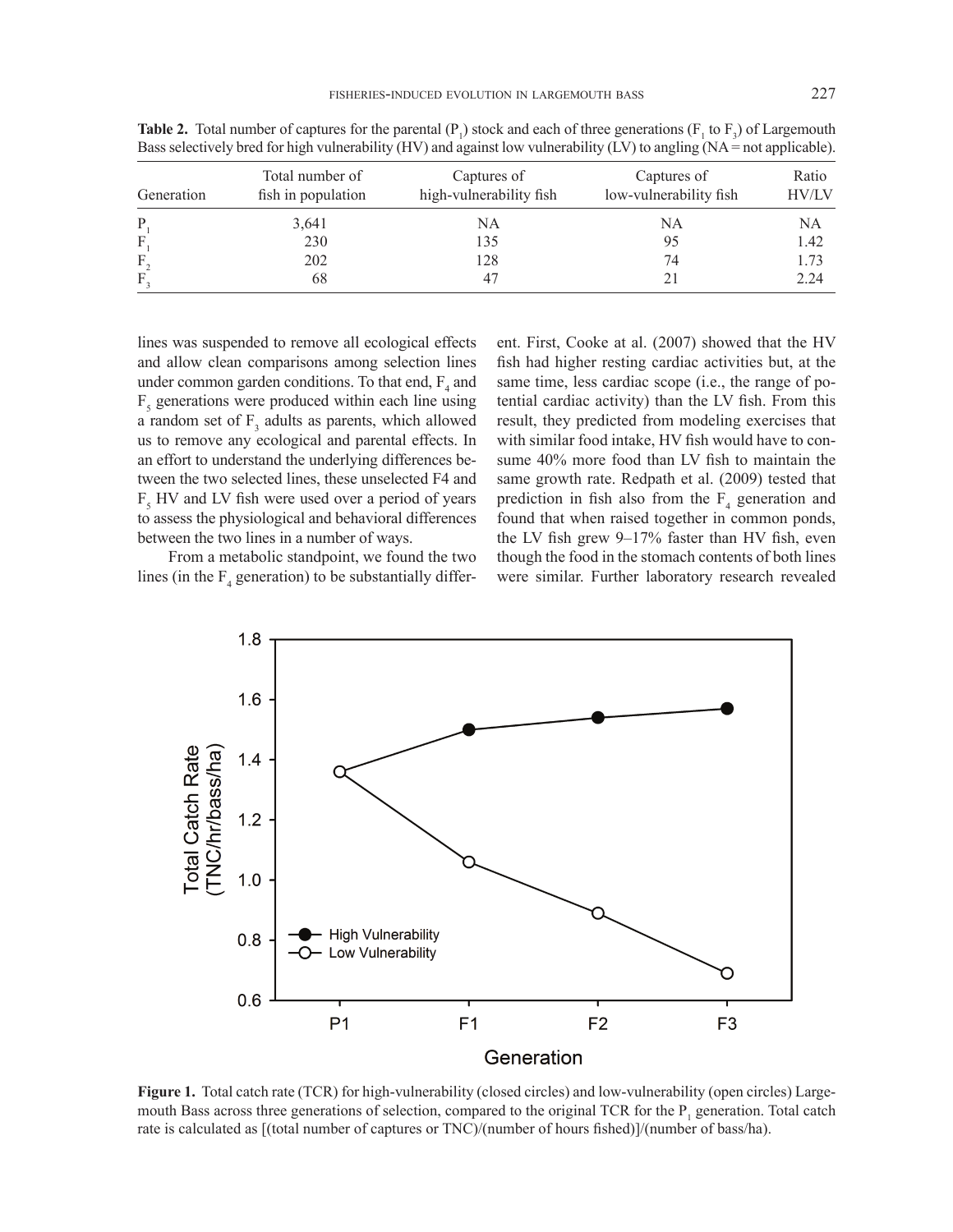**Table 2.** Total number of captures for the parental ($P_1$) stock and each of three generations ($F_1$ to $F_3$) of Largemouth Bass selectively bred for high vulnerability (HV) and against low vulnerability (LV) to angling (NA = not applicable).

| Generation | Total number of fish in population | Captures of high-vulnerability fish | Captures of low-vulnerability fish | Ratio HV/LV |
|---|---|---|---|---|
| $P_1$ | 3,641 | NA | NA | NA |
| $F_1$ | 230 | 135 | 95 | 1.42 |
| $F_2$ | 202 | 128 | 74 | 1.73 |
| $F_3$ | 68 | 47 | 21 | 2.24 |

lines was suspended to remove all ecological effects and allow clean comparisons among selection lines under common garden conditions. To that end, $F_4$ and $F_5$ generations were produced within each line using a random set of $F_3$ adults as parents, which allowed us to remove any ecological and parental effects. In an effort to understand the underlying differences between the two selected lines, these unselected F4 and $F_5$ HV and LV fish were used over a period of years to assess the physiological and behavioral differences between the two lines in a number of ways.

From a metabolic standpoint, we found the two lines (in the $F_4$ generation) to be substantially different. First, Cooke at al. (2007) showed that the HV fish had higher resting cardiac activities but, at the same time, less cardiac scope (i.e., the range of potential cardiac activity) than the LV fish. From this result, they predicted from modeling exercises that with similar food intake, HV fish would have to consume 40% more food than LV fish to maintain the same growth rate. Redpath et al. (2009) tested that prediction in fish also from the $F_4$ generation and found that when raised together in common ponds, the LV fish grew 9–17% faster than HV fish, even though the food in the stomach contents of both lines were similar. Further laboratory research revealed

**Figure 1.** Total catch rate (TCR) for high-vulnerability (closed circles) and low-vulnerability (open circles) Largemouth Bass across three generations of selection, compared to the original TCR for the $P_1$ generation. Total catch rate is calculated as [(total number of captures or TNC)/(number of hours fished)]/(number of bass/ha).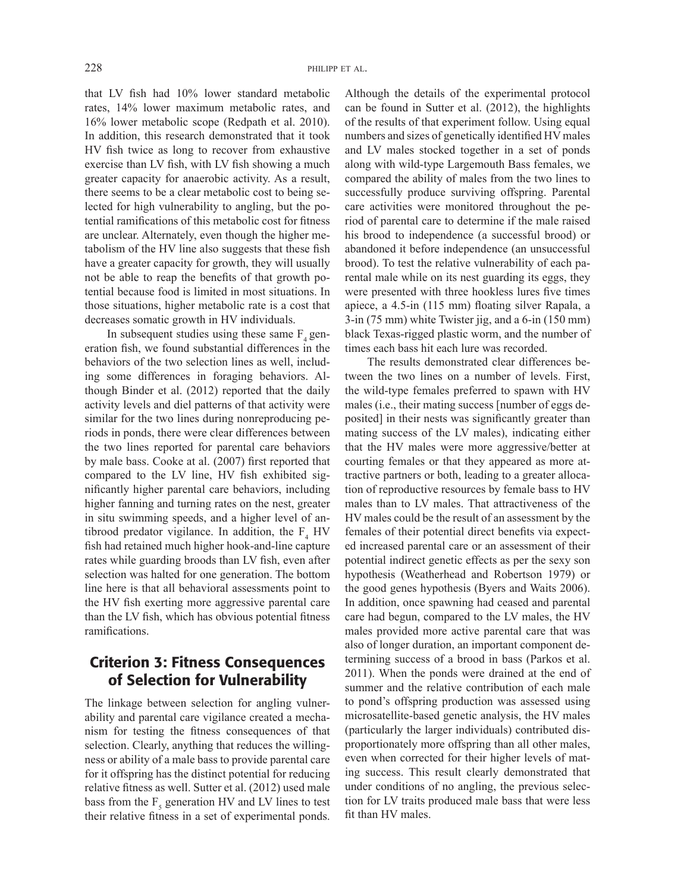that LV fish had 10% lower standard metabolic rates, 14% lower maximum metabolic rates, and 16% lower metabolic scope (Redpath et al. 2010). In addition, this research demonstrated that it took HV fish twice as long to recover from exhaustive exercise than LV fish, with LV fish showing a much greater capacity for anaerobic activity. As a result, there seems to be a clear metabolic cost to being selected for high vulnerability to angling, but the potential ramifications of this metabolic cost for fitness are unclear. Alternately, even though the higher metabolism of the HV line also suggests that these fish have a greater capacity for growth, they will usually not be able to reap the benefits of that growth potential because food is limited in most situations. In those situations, higher metabolic rate is a cost that decreases somatic growth in HV individuals.

In subsequent studies using these same $F_4$ generation fish, we found substantial differences in the behaviors of the two selection lines as well, including some differences in foraging behaviors. Although Binder et al. (2012) reported that the daily activity levels and diel patterns of that activity were similar for the two lines during nonreproducing periods in ponds, there were clear differences between the two lines reported for parental care behaviors by male bass. Cooke at al. (2007) first reported that compared to the LV line, HV fish exhibited significantly higher parental care behaviors, including higher fanning and turning rates on the nest, greater in situ swimming speeds, and a higher level of antibrood predator vigilance. In addition, the $F_4$ HV fish had retained much higher hook-and-line capture rates while guarding broods than LV fish, even after selection was halted for one generation. The bottom line here is that all behavioral assessments point to the HV fish exerting more aggressive parental care than the LV fish, which has obvious potential fitness ramifications.

## Criterion 3: Fitness Consequences of Selection for Vulnerability

The linkage between selection for angling vulnerability and parental care vigilance created a mechanism for testing the fitness consequences of that selection. Clearly, anything that reduces the willingness or ability of a male bass to provide parental care for it offspring has the distinct potential for reducing relative fitness as well. Sutter et al. (2012) used male bass from the $F_5$ generation HV and LV lines to test their relative fitness in a set of experimental ponds. Although the details of the experimental protocol can be found in Sutter et al. (2012), the highlights of the results of that experiment follow. Using equal numbers and sizes of genetically identified HV males and LV males stocked together in a set of ponds along with wild-type Largemouth Bass females, we compared the ability of males from the two lines to successfully produce surviving offspring. Parental care activities were monitored throughout the period of parental care to determine if the male raised his brood to independence (a successful brood) or abandoned it before independence (an unsuccessful brood). To test the relative vulnerability of each parental male while on its nest guarding its eggs, they were presented with three hookless lures five times apiece, a 4.5-in (115 mm) floating silver Rapala, a 3-in (75 mm) white Twister jig, and a 6-in (150 mm) black Texas-rigged plastic worm, and the number of times each bass hit each lure was recorded.

The results demonstrated clear differences between the two lines on a number of levels. First, the wild-type females preferred to spawn with HV males (i.e., their mating success [number of eggs deposited] in their nests was significantly greater than mating success of the LV males), indicating either that the HV males were more aggressive/better at courting females or that they appeared as more attractive partners or both, leading to a greater allocation of reproductive resources by female bass to HV males than to LV males. That attractiveness of the HV males could be the result of an assessment by the females of their potential direct benefits via expected increased parental care or an assessment of their potential indirect genetic effects as per the sexy son hypothesis (Weatherhead and Robertson 1979) or the good genes hypothesis (Byers and Waits 2006). In addition, once spawning had ceased and parental care had begun, compared to the LV males, the HV males provided more active parental care that was also of longer duration, an important component determining success of a brood in bass (Parkos et al. 2011). When the ponds were drained at the end of summer and the relative contribution of each male to pond's offspring production was assessed using microsatellite-based genetic analysis, the HV males (particularly the larger individuals) contributed disproportionately more offspring than all other males, even when corrected for their higher levels of mating success. This result clearly demonstrated that under conditions of no angling, the previous selection for LV traits produced male bass that were less fit than HV males.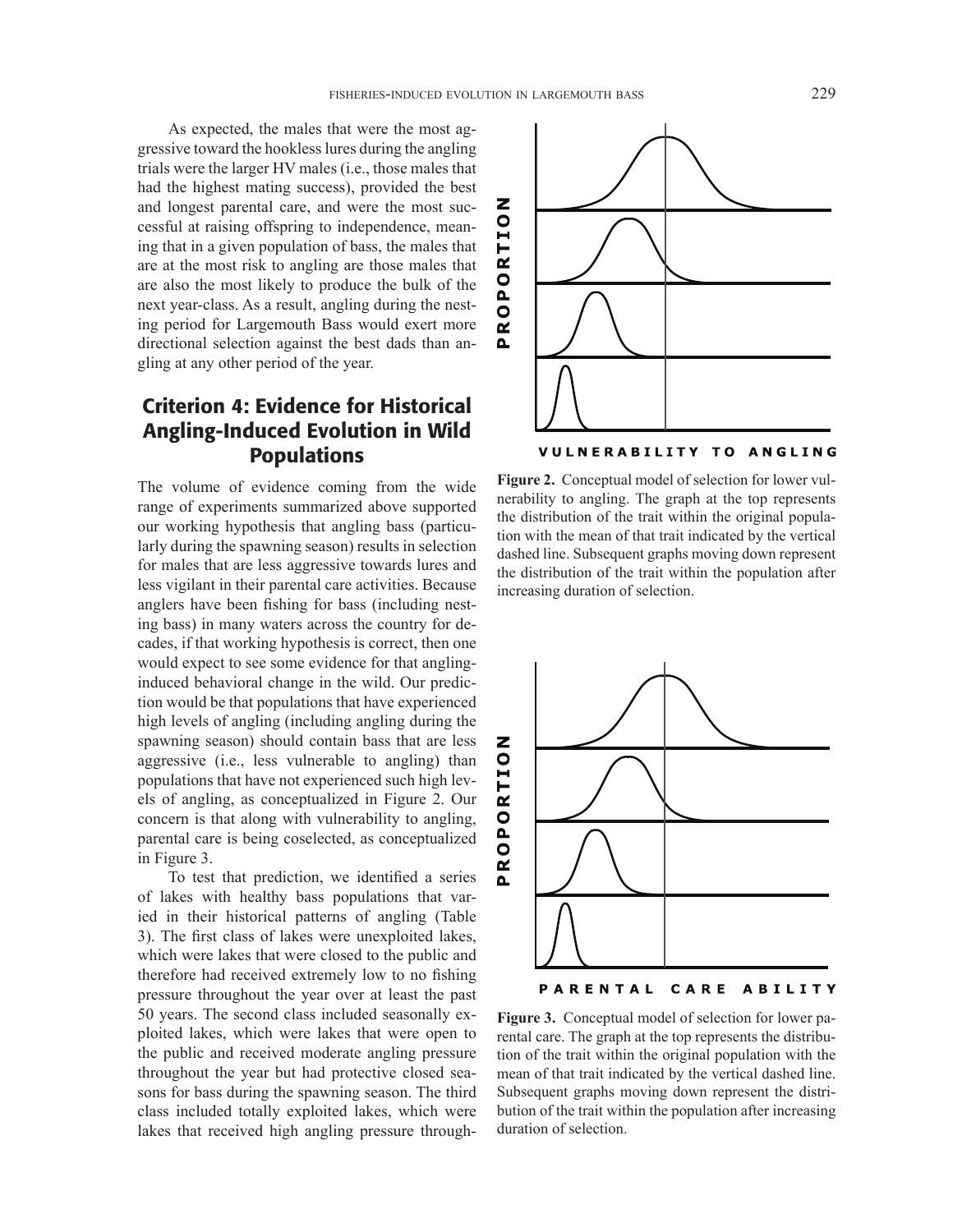As expected, the males that were the most aggressive toward the hookless lures during the angling trials were the larger HV males (i.e., those males that had the highest mating success), provided the best and longest parental care, and were the most successful at raising offspring to independence, meaning that in a given population of bass, the males that are at the most risk to angling are those males that are also the most likely to produce the bulk of the next year-class. As a result, angling during the nesting period for Largemouth Bass would exert more directional selection against the best dads than angling at any other period of the year.

## Criterion 4: Evidence for Historical Angling-Induced Evolution in Wild Populations

The volume of evidence coming from the wide range of experiments summarized above supported our working hypothesis that angling bass (particularly during the spawning season) results in selection for males that are less aggressive towards lures and less vigilant in their parental care activities. Because anglers have been fishing for bass (including nesting bass) in many waters across the country for decades, if that working hypothesis is correct, then one would expect to see some evidence for that angling-induced behavioral change in the wild. Our prediction would be that populations that have experienced high levels of angling (including angling during the spawning season) should contain bass that are less aggressive (i.e., less vulnerable to angling) than populations that have not experienced such high levels of angling, as conceptualized in Figure 2. Our concern is that along with vulnerability to angling, parental care is being coselected, as conceptualized in Figure 3.

To test that prediction, we identified a series of lakes with healthy bass populations that varied in their historical patterns of angling (Table 3). The first class of lakes were unexploited lakes, which were lakes that were closed to the public and therefore had received extremely low to no fishing pressure throughout the year over at least the past 50 years. The second class included seasonally exploited lakes, which were lakes that were open to the public and received moderate angling pressure throughout the year but had protective closed seasons for bass during the spawning season. The third class included totally exploited lakes, which were lakes that received high angling pressure through-

**Figure 2.** Conceptual model of selection for lower vulnerability to angling. The graph at the top represents the distribution of the trait within the original population with the mean of that trait indicated by the vertical dashed line. Subsequent graphs moving down represent the distribution of the trait within the population after increasing duration of selection.

**Figure 3.** Conceptual model of selection for lower parental care. The graph at the top represents the distribution of the trait within the original population with the mean of that trait indicated by the vertical dashed line. Subsequent graphs moving down represent the distribution of the trait within the population after increasing duration of selection.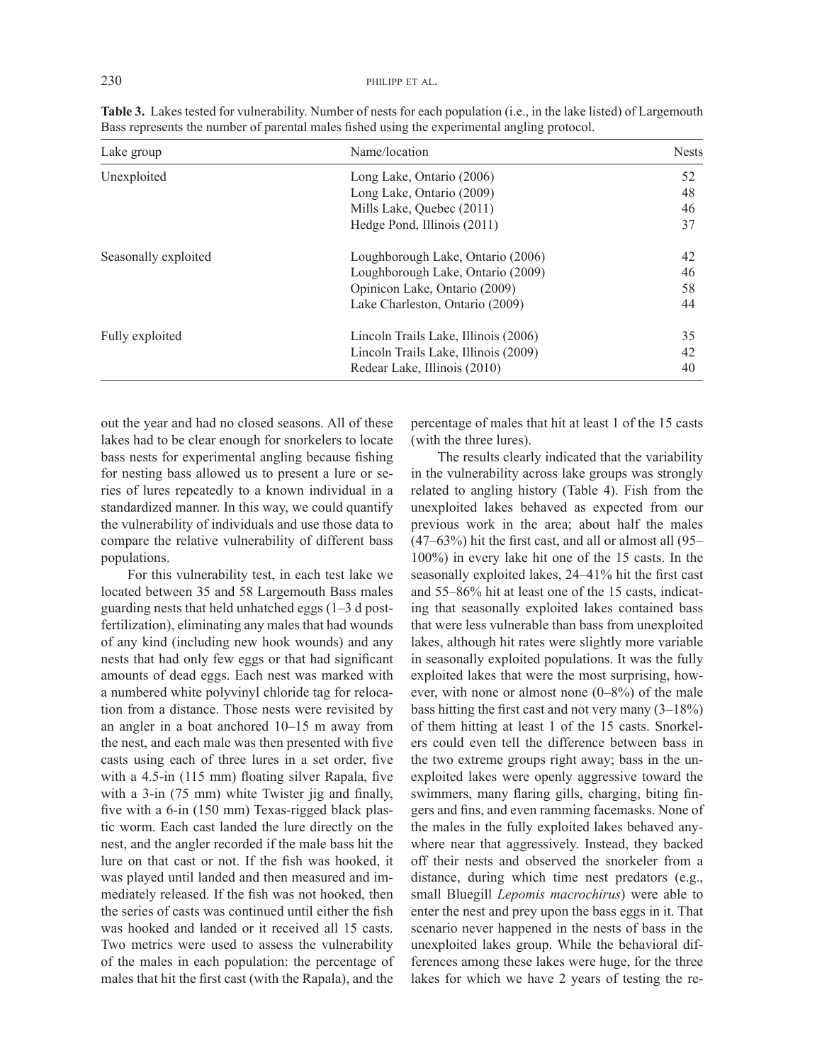**Table 3.** Lakes tested for vulnerability. Number of nests for each population (i.e., in the lake listed) of Largemouth Bass represents the number of parental males fished using the experimental angling protocol.

| Lake group | Name/location | Nests |
|---|---|---|
| Unexploited | Long Lake, Ontario (2006) | 52 |
| | Long Lake, Ontario (2009) | 48 |
| | Mills Lake, Quebec (2011) | 46 |
| | Hedge Pond, Illinois (2011) | 37 |
| Seasonally exploited | Loughborough Lake, Ontario (2006) | 42 |
| | Loughborough Lake, Ontario (2009) | 46 |
| | Opinicon Lake, Ontario (2009) | 58 |
| | Lake Charleston, Ontario (2009) | 44 |
| Fully exploited | Lincoln Trails Lake, Illinois (2006) | 35 |
| | Lincoln Trails Lake, Illinois (2009) | 42 |
| | Redear Lake, Illinois (2010) | 40 |

out the year and had no closed seasons. All of these lakes had to be clear enough for snorkelers to locate bass nests for experimental angling because fishing for nesting bass allowed us to present a lure or series of lures repeatedly to a known individual in a standardized manner. In this way, we could quantify the vulnerability of individuals and use those data to compare the relative vulnerability of different bass populations.

For this vulnerability test, in each test lake we located between 35 and 58 Largemouth Bass males guarding nests that held unhatched eggs (1–3 d post-fertilization), eliminating any males that had wounds of any kind (including new hook wounds) and any nests that had only few eggs or that had significant amounts of dead eggs. Each nest was marked with a numbered white polyvinyl chloride tag for relocation from a distance. Those nests were revisited by an angler in a boat anchored 10–15 m away from the nest, and each male was then presented with five casts using each of three lures in a set order, five with a 4.5-in (115 mm) floating silver Rapala, five with a 3-in (75 mm) white Twister jig and finally, five with a 6-in (150 mm) Texas-rigged black plastic worm. Each cast landed the lure directly on the nest, and the angler recorded if the male bass hit the lure on that cast or not. If the fish was hooked, it was played until landed and then measured and immediately released. If the fish was not hooked, then the series of casts was continued until either the fish was hooked and landed or it received all 15 casts. Two metrics were used to assess the vulnerability of the males in each population: the percentage of males that hit the first cast (with the Rapala), and the percentage of males that hit at least 1 of the 15 casts (with the three lures).

The results clearly indicated that the variability in the vulnerability across lake groups was strongly related to angling history (Table 4). Fish from the unexploited lakes behaved as expected from our previous work in the area; about half the males (47–63%) hit the first cast, and all or almost all (95–100%) in every lake hit one of the 15 casts. In the seasonally exploited lakes, 24–41% hit the first cast and 55–86% hit at least one of the 15 casts, indicating that seasonally exploited lakes contained bass that were less vulnerable than bass from unexploited lakes, although hit rates were slightly more variable in seasonally exploited populations. It was the fully exploited lakes that were the most surprising, however, with none or almost none (0–8%) of the male bass hitting the first cast and not very many (3–18%) of them hitting at least 1 of the 15 casts. Snorkelers could even tell the difference between bass in the two extreme groups right away; bass in the unexploited lakes were openly aggressive toward the swimmers, many flaring gills, charging, biting fingers and fins, and even ramming facemasks. None of the males in the fully exploited lakes behaved anywhere near that aggressively. Instead, they backed off their nests and observed the snorkeler from a distance, during which time nest predators (e.g., small Bluegill *Lepomis macrochirus*) were able to enter the nest and prey upon the bass eggs in it. That scenario never happened in the nests of bass in the unexploited lakes group. While the behavioral differences among these lakes were huge, for the three lakes for which we have 2 years of testing the re-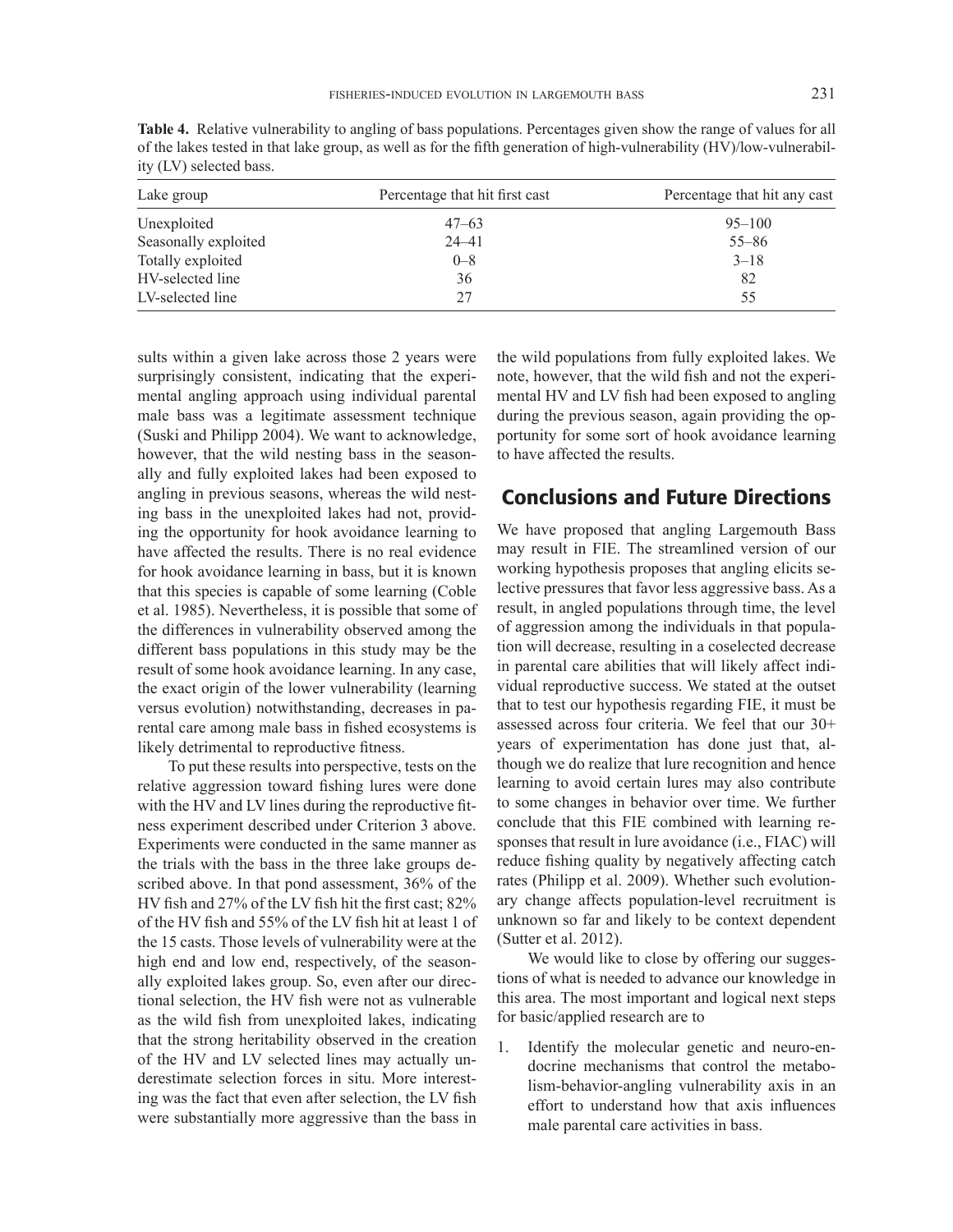**Table 4.** Relative vulnerability to angling of bass populations. Percentages given show the range of values for all of the lakes tested in that lake group, as well as for the fifth generation of high-vulnerability (HV)/low-vulnerability (LV) selected bass.

| Lake group | Percentage that hit first cast | Percentage that hit any cast |
|---|---|---|
| Unexploited | 47–63 | 95–100 |
| Seasonally exploited | 24–41 | 55–86 |
| Totally exploited | 0–8 | 3–18 |
| HV-selected line | 36 | 82 |
| LV-selected line | 27 | 55 |

sults within a given lake across those 2 years were surprisingly consistent, indicating that the experimental angling approach using individual parental male bass was a legitimate assessment technique (Suski and Philipp 2004). We want to acknowledge, however, that the wild nesting bass in the seasonally and fully exploited lakes had been exposed to angling in previous seasons, whereas the wild nesting bass in the unexploited lakes had not, providing the opportunity for hook avoidance learning to have affected the results. There is no real evidence for hook avoidance learning in bass, but it is known that this species is capable of some learning (Coble et al. 1985). Nevertheless, it is possible that some of the differences in vulnerability observed among the different bass populations in this study may be the result of some hook avoidance learning. In any case, the exact origin of the lower vulnerability (learning versus evolution) notwithstanding, decreases in parental care among male bass in fished ecosystems is likely detrimental to reproductive fitness.

To put these results into perspective, tests on the relative aggression toward fishing lures were done with the HV and LV lines during the reproductive fitness experiment described under Criterion 3 above. Experiments were conducted in the same manner as the trials with the bass in the three lake groups described above. In that pond assessment, 36% of the HV fish and 27% of the LV fish hit the first cast; 82% of the HV fish and 55% of the LV fish hit at least 1 of the 15 casts. Those levels of vulnerability were at the high end and low end, respectively, of the seasonally exploited lakes group. So, even after our directional selection, the HV fish were not as vulnerable as the wild fish from unexploited lakes, indicating that the strong heritability observed in the creation of the HV and LV selected lines may actually underestimate selection forces in situ. More interesting was the fact that even after selection, the LV fish were substantially more aggressive than the bass in the wild populations from fully exploited lakes. We note, however, that the wild fish and not the experimental HV and LV fish had been exposed to angling during the previous season, again providing the opportunity for some sort of hook avoidance learning to have affected the results.

## Conclusions and Future Directions

We have proposed that angling Largemouth Bass may result in FIE. The streamlined version of our working hypothesis proposes that angling elicits selective pressures that favor less aggressive bass. As a result, in angled populations through time, the level of aggression among the individuals in that population will decrease, resulting in a coselected decrease in parental care abilities that will likely affect individual reproductive success. We stated at the outset that to test our hypothesis regarding FIE, it must be assessed across four criteria. We feel that our 30+ years of experimentation has done just that, although we do realize that lure recognition and hence learning to avoid certain lures may also contribute to some changes in behavior over time. We further conclude that this FIE combined with learning responses that result in lure avoidance (i.e., FIAC) will reduce fishing quality by negatively affecting catch rates (Philipp et al. 2009). Whether such evolutionary change affects population-level recruitment is unknown so far and likely to be context dependent (Sutter et al. 2012).

We would like to close by offering our suggestions of what is needed to advance our knowledge in this area. The most important and logical next steps for basic/applied research are to

1. Identify the molecular genetic and neuro-endocrine mechanisms that control the metabolism-behavior-angling vulnerability axis in an effort to understand how that axis influences male parental care activities in bass.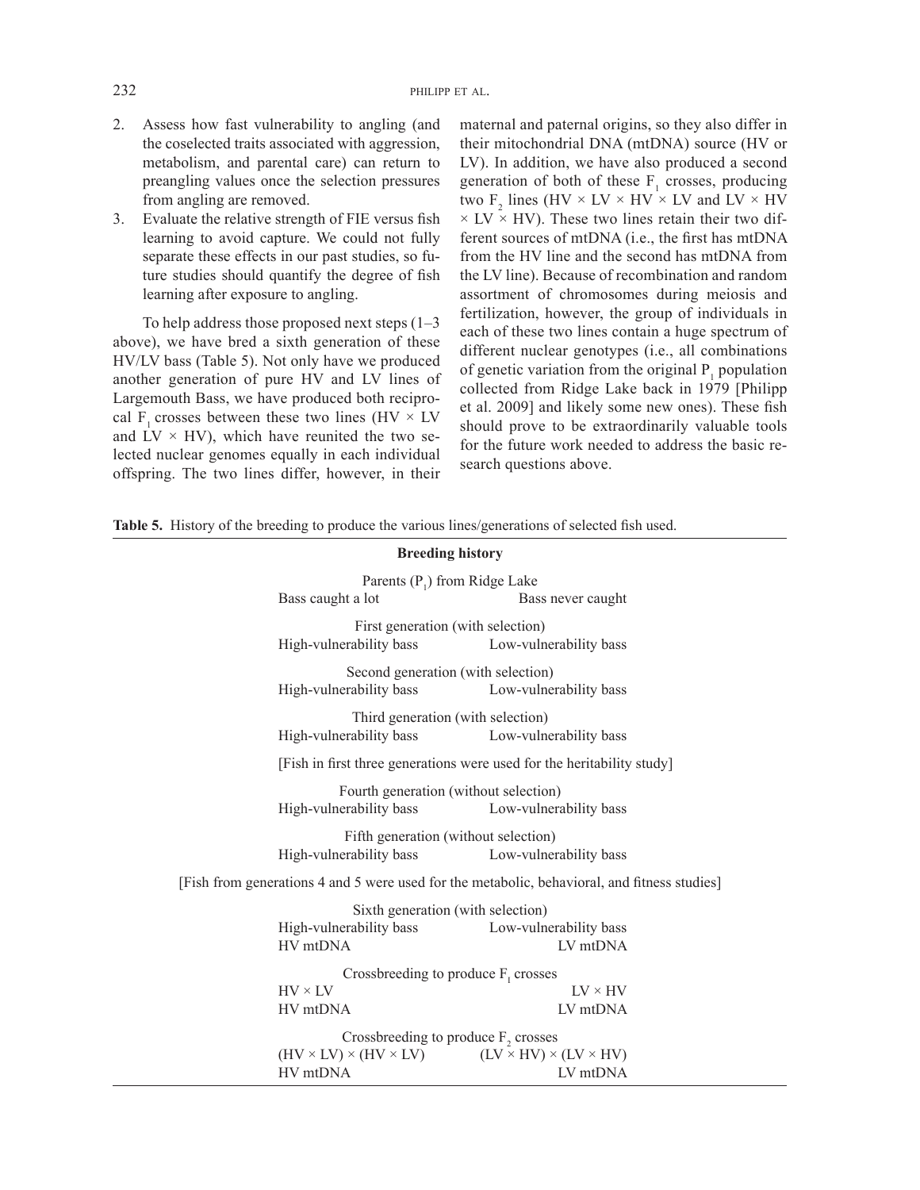2. Assess how fast vulnerability to angling (and the coselected traits associated with aggression, metabolism, and parental care) can return to preangling values once the selection pressures from angling are removed.
3. Evaluate the relative strength of FIE versus fish learning to avoid capture. We could not fully separate these effects in our past studies, so future studies should quantify the degree of fish learning after exposure to angling.

To help address those proposed next steps (1–3 above), we have bred a sixth generation of these HV/LV bass (Table 5). Not only have we produced another generation of pure HV and LV lines of Largemouth Bass, we have produced both reciprocal $F_1$ crosses between these two lines (HV × LV and LV × HV), which have reunited the two selected nuclear genomes equally in each individual offspring. The two lines differ, however, in their maternal and paternal origins, so they also differ in their mitochondrial DNA (mtDNA) source (HV or LV). In addition, we have also produced a second generation of both of these $F_1$ crosses, producing two $F_2$ lines (HV × LV × HV × LV and LV × HV × LV × HV). These two lines retain their two different sources of mtDNA (i.e., the first has mtDNA from the HV line and the second has mtDNA from the LV line). Because of recombination and random assortment of chromosomes during meiosis and fertilization, however, the group of individuals in each of these two lines contain a huge spectrum of different nuclear genotypes (i.e., all combinations of genetic variation from the original $P_1$ population collected from Ridge Lake back in 1979 [Philipp et al. 2009] and likely some new ones). These fish should prove to be extraordinarily valuable tools for the future work needed to address the basic research questions above.

**Table 5.** History of the breeding to produce the various lines/generations of selected fish used.

| **Breeding history** | |
|---|---|
| Parents ($P_1$) from Ridge Lake | |
| Bass caught a lot | Bass never caught |
| First generation (with selection) | |
| High-vulnerability bass | Low-vulnerability bass |
| Second generation (with selection) | |
| High-vulnerability bass | Low-vulnerability bass |
| Third generation (with selection) | |
| High-vulnerability bass | Low-vulnerability bass |
| [Fish in first three generations were used for the heritability study] | |
| Fourth generation (without selection) | |
| High-vulnerability bass | Low-vulnerability bass |
| Fifth generation (without selection) | |
| High-vulnerability bass | Low-vulnerability bass |
| [Fish from generations 4 and 5 were used for the metabolic, behavioral, and fitness studies] | |
| Sixth generation (with selection) | |
| High-vulnerability bass<br>HV mtDNA | Low-vulnerability bass<br>LV mtDNA |
| Crossbreeding to produce $F_1$ crosses | |
| HV × LV<br>HV mtDNA | LV × HV<br>LV mtDNA |
| Crossbreeding to produce $F_2$ crosses | |
| (HV × LV) × (HV × LV)<br>HV mtDNA | (LV × HV) × (LV × HV)<br>LV mtDNA |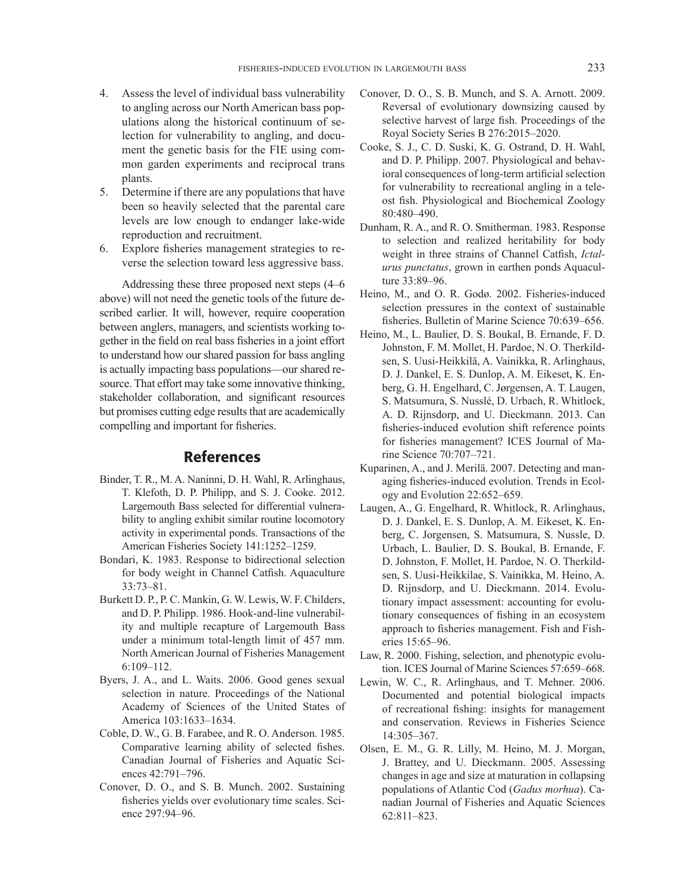4. Assess the level of individual bass vulnerability to angling across our North American bass populations along the historical continuum of selection for vulnerability to angling, and document the genetic basis for the FIE using common garden experiments and reciprocal trans plants.
5. Determine if there are any populations that have been so heavily selected that the parental care levels are low enough to endanger lake-wide reproduction and recruitment.
6. Explore fisheries management strategies to reverse the selection toward less aggressive bass.

Addressing these three proposed next steps (4–6 above) will not need the genetic tools of the future described earlier. It will, however, require cooperation between anglers, managers, and scientists working together in the field on real bass fisheries in a joint effort to understand how our shared passion for bass angling is actually impacting bass populations—our shared resource. That effort may take some innovative thinking, stakeholder collaboration, and significant resources but promises cutting edge results that are academically compelling and important for fisheries.

## References

Binder, T. R., M. A. Naninni, D. H. Wahl, R. Arlinghaus, T. Klefoth, D. P. Philipp, and S. J. Cooke. 2012. Largemouth Bass selected for differential vulnerability to angling exhibit similar routine locomotory activity in experimental ponds. Transactions of the American Fisheries Society 141:1252–1259.

Bondari, K. 1983. Response to bidirectional selection for body weight in Channel Catfish. Aquaculture 33:73–81.

Burkett D. P., P. C. Mankin, G. W. Lewis, W. F. Childers, and D. P. Philipp. 1986. Hook-and-line vulnerability and multiple recapture of Largemouth Bass under a minimum total-length limit of 457 mm. North American Journal of Fisheries Management 6:109–112.

Byers, J. A., and L. Waits. 2006. Good genes sexual selection in nature. Proceedings of the National Academy of Sciences of the United States of America 103:1633–1634.

Coble, D. W., G. B. Farabee, and R. O. Anderson. 1985. Comparative learning ability of selected fishes. Canadian Journal of Fisheries and Aquatic Sciences 42:791–796.

Conover, D. O., and S. B. Munch. 2002. Sustaining fisheries yields over evolutionary time scales. Science 297:94–96.

Conover, D. O., S. B. Munch, and S. A. Arnott. 2009. Reversal of evolutionary downsizing caused by selective harvest of large fish. Proceedings of the Royal Society Series B 276:2015–2020.

Cooke, S. J., C. D. Suski, K. G. Ostrand, D. H. Wahl, and D. P. Philipp. 2007. Physiological and behavioral consequences of long-term artificial selection for vulnerability to recreational angling in a teleost fish. Physiological and Biochemical Zoology 80:480–490.

Dunham, R. A., and R. O. Smitherman. 1983. Response to selection and realized heritability for body weight in three strains of Channel Catfish, *Ictalurus punctatus*, grown in earthen ponds Aquaculture 33:89–96.

Heino, M., and O. R. Godø. 2002. Fisheries-induced selection pressures in the context of sustainable fisheries. Bulletin of Marine Science 70:639–656.

Heino, M., L. Baulier, D. S. Boukal, B. Ernande, F. D. Johnston, F. M. Mollet, H. Pardoe, N. O. Therkildsen, S. Uusi-Heikkilä, A. Vainikka, R. Arlinghaus, D. J. Dankel, E. S. Dunlop, A. M. Eikeset, K. Enberg, G. H. Engelhard, C. Jørgensen, A. T. Laugen, S. Matsumura, S. Nusslé, D. Urbach, R. Whitlock, A. D. Rijnsdorp, and U. Dieckmann. 2013. Can fisheries-induced evolution shift reference points for fisheries management? ICES Journal of Marine Science 70:707–721.

Kuparinen, A., and J. Merilä. 2007. Detecting and managing fisheries-induced evolution. Trends in Ecology and Evolution 22:652–659.

Laugen, A., G. Engelhard, R. Whitlock, R. Arlinghaus, D. J. Dankel, E. S. Dunlop, A. M. Eikeset, K. Enberg, C. Jorgensen, S. Matsumura, S. Nussle, D. Urbach, L. Baulier, D. S. Boukal, B. Ernande, F. D. Johnston, F. Mollet, H. Pardoe, N. O. Therkildsen, S. Uusi-Heikkilae, S. Vainikka, M. Heino, A. D. Rijnsdorp, and U. Dieckmann. 2014. Evolutionary impact assessment: accounting for evolutionary consequences of fishing in an ecosystem approach to fisheries management. Fish and Fisheries 15:65–96.

Law, R. 2000. Fishing, selection, and phenotypic evolution. ICES Journal of Marine Sciences 57:659–668.

Lewin, W. C., R. Arlinghaus, and T. Mehner. 2006. Documented and potential biological impacts of recreational fishing: insights for management and conservation. Reviews in Fisheries Science 14:305–367.

Olsen, E. M., G. R. Lilly, M. Heino, M. J. Morgan, J. Brattey, and U. Dieckmann. 2005. Assessing changes in age and size at maturation in collapsing populations of Atlantic Cod (*Gadus morhua*). Canadian Journal of Fisheries and Aquatic Sciences 62:811–823.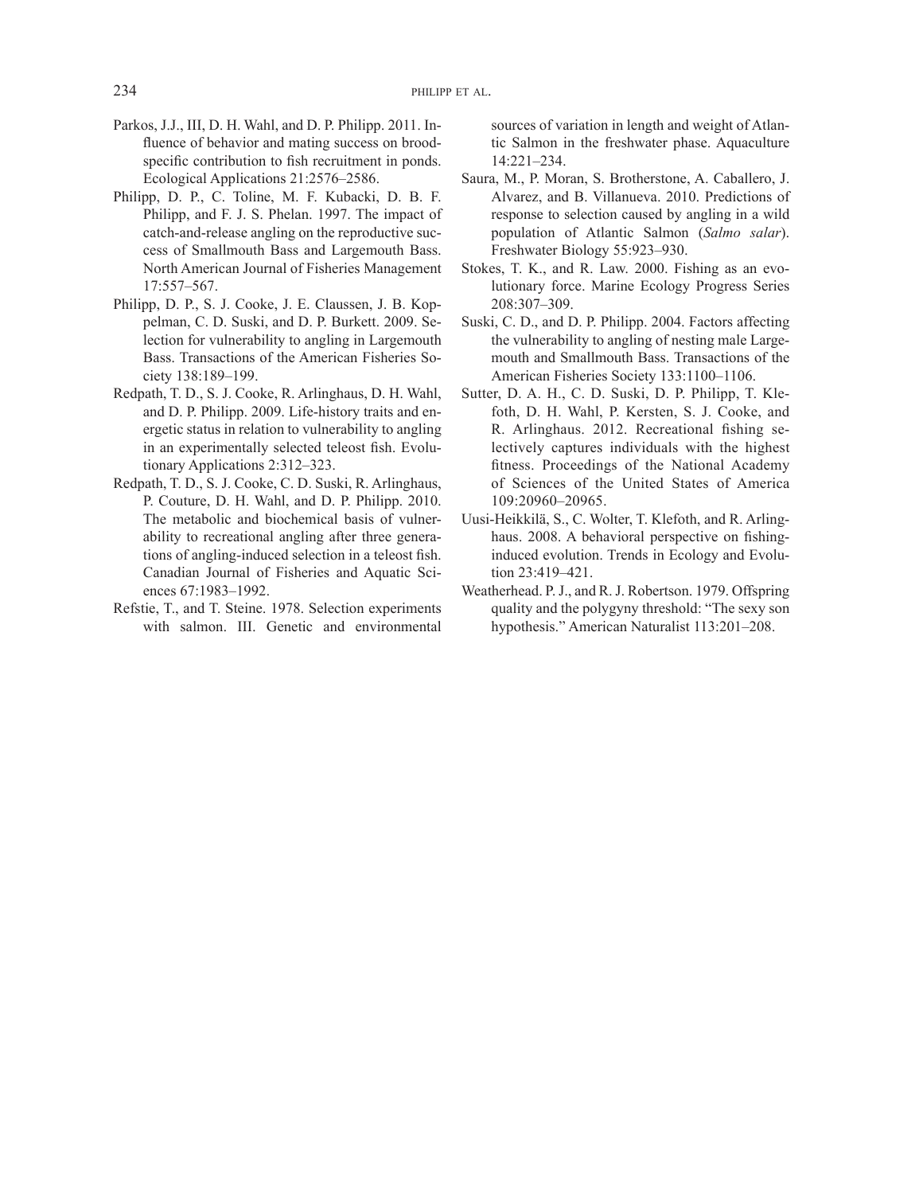Parkos, J.J., III, D. H. Wahl, and D. P. Philipp. 2011. Influence of behavior and mating success on brood-specific contribution to fish recruitment in ponds. Ecological Applications 21:2576–2586.

Philipp, D. P., C. Toline, M. F. Kubacki, D. B. F. Philipp, and F. J. S. Phelan. 1997. The impact of catch-and-release angling on the reproductive success of Smallmouth Bass and Largemouth Bass. North American Journal of Fisheries Management 17:557–567.

Philipp, D. P., S. J. Cooke, J. E. Claussen, J. B. Koppelman, C. D. Suski, and D. P. Burkett. 2009. Selection for vulnerability to angling in Largemouth Bass. Transactions of the American Fisheries Society 138:189–199.

Redpath, T. D., S. J. Cooke, R. Arlinghaus, D. H. Wahl, and D. P. Philipp. 2009. Life-history traits and energetic status in relation to vulnerability to angling in an experimentally selected teleost fish. Evolutionary Applications 2:312–323.

Redpath, T. D., S. J. Cooke, C. D. Suski, R. Arlinghaus, P. Couture, D. H. Wahl, and D. P. Philipp. 2010. The metabolic and biochemical basis of vulnerability to recreational angling after three generations of angling-induced selection in a teleost fish. Canadian Journal of Fisheries and Aquatic Sciences 67:1983–1992.

Refstie, T., and T. Steine. 1978. Selection experiments with salmon. III. Genetic and environmental sources of variation in length and weight of Atlantic Salmon in the freshwater phase. Aquaculture 14:221–234.

Saura, M., P. Moran, S. Brotherstone, A. Caballero, J. Alvarez, and B. Villanueva. 2010. Predictions of response to selection caused by angling in a wild population of Atlantic Salmon (*Salmo salar*). Freshwater Biology 55:923–930.

Stokes, T. K., and R. Law. 2000. Fishing as an evolutionary force. Marine Ecology Progress Series 208:307–309.

Suski, C. D., and D. P. Philipp. 2004. Factors affecting the vulnerability to angling of nesting male Largemouth and Smallmouth Bass. Transactions of the American Fisheries Society 133:1100–1106.

Sutter, D. A. H., C. D. Suski, D. P. Philipp, T. Klefoth, D. H. Wahl, P. Kersten, S. J. Cooke, and R. Arlinghaus. 2012. Recreational fishing selectively captures individuals with the highest fitness. Proceedings of the National Academy of Sciences of the United States of America 109:20960–20965.

Uusi-Heikkilä, S., C. Wolter, T. Klefoth, and R. Arlinghaus. 2008. A behavioral perspective on fishing-induced evolution. Trends in Ecology and Evolution 23:419–421.

Weatherhead. P. J., and R. J. Robertson. 1979. Offspring quality and the polygyny threshold: "The sexy son hypothesis." American Naturalist 113:201–208.